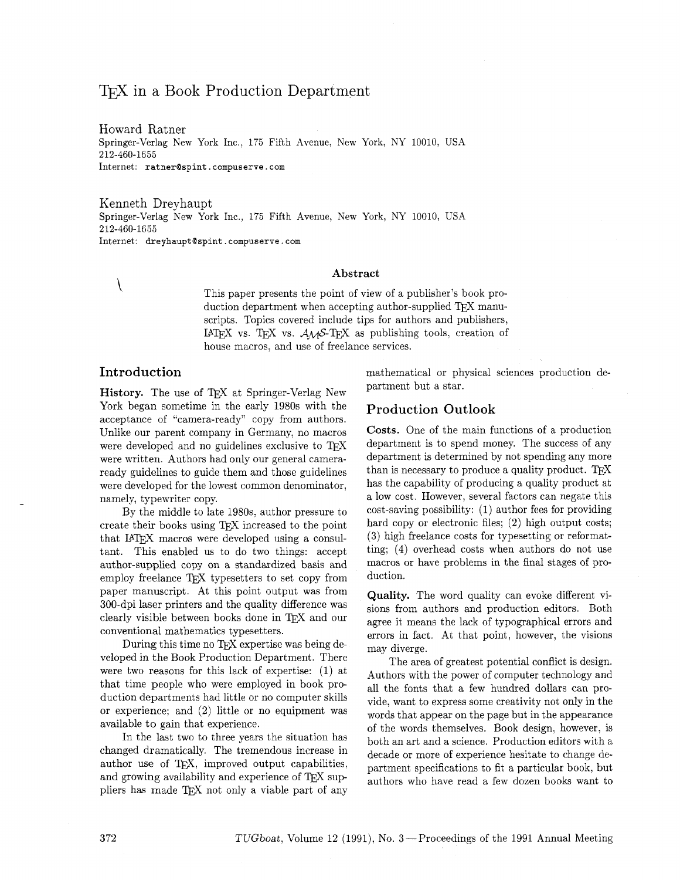# TeX in a Book Production Department

Howard Ratner
Springer-Verlag New York Inc., 175 Fifth Avenue, New York, NY 10010, USA
212-460-1655
Internet: ratner@spint.compuserve.com

Kenneth Dreyhaupt
Springer-Verlag New York Inc., 175 Fifth Avenue, New York, NY 10010, USA
212-460-1655
Internet: dreyhaupt@spint.compuserve.com

### Abstract

This paper presents the point of view of a publisher's book production department when accepting author-supplied TeX manuscripts. Topics covered include tips for authors and publishers, LaTeX vs. TeX vs. AMS-TeX as publishing tools, creation of house macros, and use of freelance services.

## Introduction

**History.** The use of TeX at Springer-Verlag New York began sometime in the early 1980s with the acceptance of "camera-ready" copy from authors. Unlike our parent company in Germany, no macros were developed and no guidelines exclusive to TeX were written. Authors had only our general camera-ready guidelines to guide them and those guidelines were developed for the lowest common denominator, namely, typewriter copy.

By the middle to late 1980s, author pressure to create their books using TeX increased to the point that LaTeX macros were developed using a consultant. This enabled us to do two things: accept author-supplied copy on a standardized basis and employ freelance TeX typesetters to set copy from paper manuscript. At this point output was from 300-dpi laser printers and the quality difference was clearly visible between books done in TeX and our conventional mathematics typesetters.

During this time no TeX expertise was being developed in the Book Production Department. There were two reasons for this lack of expertise: (1) at that time people who were employed in book production departments had little or no computer skills or experience; and (2) little or no equipment was available to gain that experience.

In the last two to three years the situation has changed dramatically. The tremendous increase in author use of TeX, improved output capabilities, and growing availability and experience of TeX suppliers has made TeX not only a viable part of any mathematical or physical sciences production department but a star.

## Production Outlook

**Costs.** One of the main functions of a production department is to spend money. The success of any department is determined by not spending any more than is necessary to produce a quality product. TeX has the capability of producing a quality product at a low cost. However, several factors can negate this cost-saving possibility: (1) author fees for providing hard copy or electronic files; (2) high output costs; (3) high freelance costs for typesetting or reformatting; (4) overhead costs when authors do not use macros or have problems in the final stages of production.

**Quality.** The word quality can evoke different visions from authors and production editors. Both agree it means the lack of typographical errors and errors in fact. At that point, however, the visions may diverge.

The area of greatest potential conflict is design. Authors with the power of computer technology and all the fonts that a few hundred dollars can provide, want to express some creativity not only in the words that appear on the page but in the appearance of the words themselves. Book design, however, is both an art and a science. Production editors with a decade or more of experience hesitate to change department specifications to fit a particular book, but authors who have read a few dozen books want to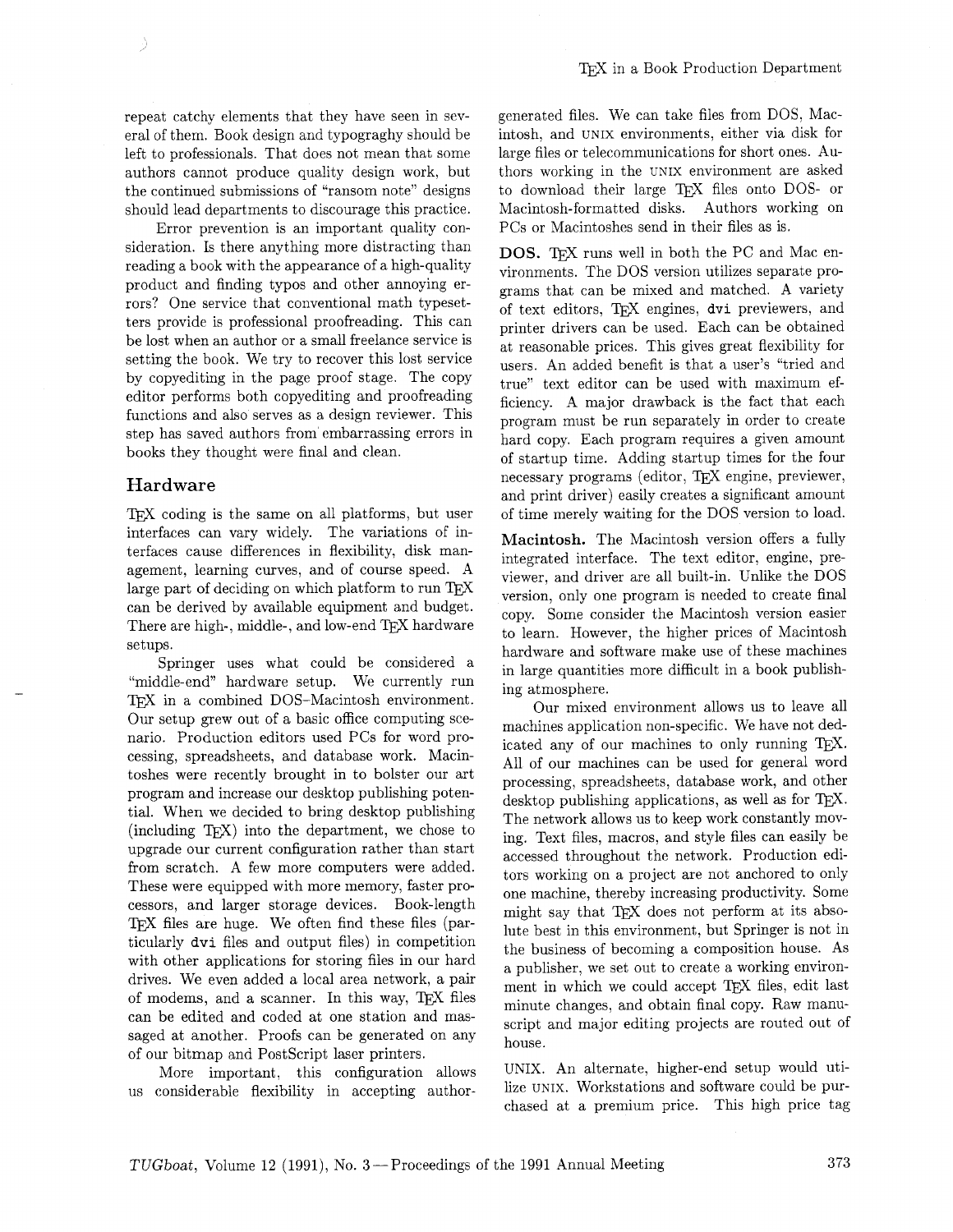repeat catchy elements that they have seen in several of them. Book design and typograghy should be left to professionals. That does not mean that some authors cannot produce quality design work, but the continued submissions of "ransom note" designs should lead departments to discourage this practice.

Error prevention is an important quality consideration. Is there anything more distracting than reading a book with the appearance of a high-quality product and finding typos and other annoying errors? One service that conventional math typesetters provide is professional proofreading. This can be lost when an author or a small freelance service is setting the book. We try to recover this lost service by copyediting in the page proof stage. The copy editor performs both copyediting and proofreading functions and also serves as a design reviewer. This step has saved authors from embarrassing errors in books they thought were final and clean.

## Hardware

TeX coding is the same on all platforms, but user interfaces can vary widely. The variations of interfaces cause differences in flexibility, disk management, learning curves, and of course speed. A large part of deciding on which platform to run TeX can be derived by available equipment and budget. There are high-, middle-, and low-end TeX hardware setups.

Springer uses what could be considered a "middle-end" hardware setup. We currently run TeX in a combined DOS–Macintosh environment. Our setup grew out of a basic office computing scenario. Production editors used PCs for word processing, spreadsheets, and database work. Macintoshes were recently brought in to bolster our art program and increase our desktop publishing potential. When we decided to bring desktop publishing (including TeX) into the department, we chose to upgrade our current configuration rather than start from scratch. A few more computers were added. These were equipped with more memory, faster processors, and larger storage devices. Book-length TeX files are huge. We often find these files (particularly `dvi` files and output files) in competition with other applications for storing files in our hard drives. We even added a local area network, a pair of modems, and a scanner. In this way, TeX files can be edited and coded at one station and massaged at another. Proofs can be generated on any of our bitmap and PostScript laser printers.

More important, this configuration allows us considerable flexibility in accepting author-generated files. We can take files from DOS, Macintosh, and UNIX environments, either via disk for large files or telecommunications for short ones. Authors working in the UNIX environment are asked to download their large TeX files onto DOS- or Macintosh-formatted disks. Authors working on PCs or Macintoshes send in their files as is.

**DOS.** TeX runs well in both the PC and Mac environments. The DOS version utilizes separate programs that can be mixed and matched. A variety of text editors, TeX engines, `dvi` previewers, and printer drivers can be used. Each can be obtained at reasonable prices. This gives great flexibility for users. An added benefit is that a user's "tried and true" text editor can be used with maximum efficiency. A major drawback is the fact that each program must be run separately in order to create hard copy. Each program requires a given amount of startup time. Adding startup times for the four necessary programs (editor, TeX engine, previewer, and print driver) easily creates a significant amount of time merely waiting for the DOS version to load.

**Macintosh.** The Macintosh version offers a fully integrated interface. The text editor, engine, previewer, and driver are all built-in. Unlike the DOS version, only one program is needed to create final copy. Some consider the Macintosh version easier to learn. However, the higher prices of Macintosh hardware and software make use of these machines in large quantities more difficult in a book publishing atmosphere.

Our mixed environment allows us to leave all machines application non-specific. We have not dedicated any of our machines to only running TeX. All of our machines can be used for general word processing, spreadsheets, database work, and other desktop publishing applications, as well as for TeX. The network allows us to keep work constantly moving. Text files, macros, and style files can easily be accessed throughout the network. Production editors working on a project are not anchored to only one machine, thereby increasing productivity. Some might say that TeX does not perform at its absolute best in this environment, but Springer is not in the business of becoming a composition house. As a publisher, we set out to create a working environment in which we could accept TeX files, edit last minute changes, and obtain final copy. Raw manuscript and major editing projects are routed out of house.

UNIX. An alternate, higher-end setup would utilize UNIX. Workstations and software could be purchased at a premium price. This high price tag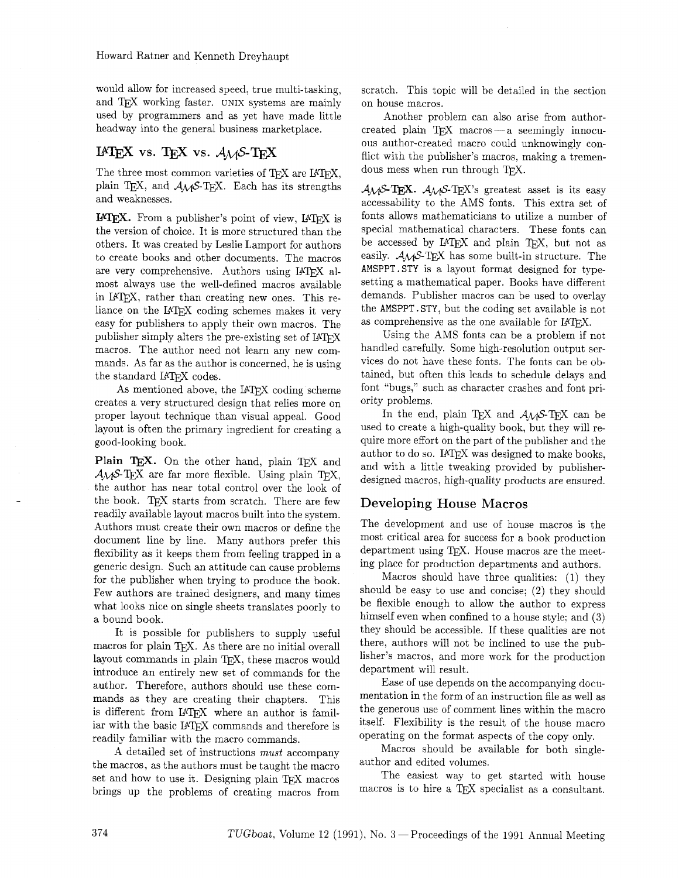would allow for increased speed, true multi-tasking, and TeX working faster. UNIX systems are mainly used by programmers and as yet have made little headway into the general business marketplace.

## LaTeX vs. TeX vs. AMS-TeX

The three most common varieties of TeX are LaTeX, plain TeX, and AMS-TeX. Each has its strengths and weaknesses.

**LaTeX.** From a publisher's point of view, LaTeX is the version of choice. It is more structured than the others. It was created by Leslie Lamport for authors to create books and other documents. The macros are very comprehensive. Authors using LaTeX almost always use the well-defined macros available in LaTeX, rather than creating new ones. This reliance on the LaTeX coding schemes makes it very easy for publishers to apply their own macros. The publisher simply alters the pre-existing set of LaTeX macros. The author need not learn any new commands. As far as the author is concerned, he is using the standard LaTeX codes.

As mentioned above, the LaTeX coding scheme creates a very structured design that relies more on proper layout technique than visual appeal. Good layout is often the primary ingredient for creating a good-looking book.

**Plain TeX.** On the other hand, plain TeX and AMS-TeX are far more flexible. Using plain TeX, the author has near total control over the look of the book. TeX starts from scratch. There are few readily available layout macros built into the system. Authors must create their own macros or define the document line by line. Many authors prefer this flexibility as it keeps them from feeling trapped in a generic design. Such an attitude can cause problems for the publisher when trying to produce the book. Few authors are trained designers, and many times what looks nice on single sheets translates poorly to a bound book.

It is possible for publishers to supply useful macros for plain TeX. As there are no initial overall layout commands in plain TeX, these macros would introduce an entirely new set of commands for the author. Therefore, authors should use these commands as they are creating their chapters. This is different from LaTeX where an author is familiar with the basic LaTeX commands and therefore is readily familiar with the macro commands.

A detailed set of instructions *must* accompany the macros, as the authors must be taught the macro set and how to use it. Designing plain TeX macros brings up the problems of creating macros from scratch. This topic will be detailed in the section on house macros.

Another problem can also arise from author-created plain TeX macros — a seemingly innocuous author-created macro could unknowingly conflict with the publisher's macros, making a tremendous mess when run through TeX.

**AMS-TeX.** AMS-TeX's greatest asset is its easy accessability to the AMS fonts. This extra set of fonts allows mathematicians to utilize a number of special mathematical characters. These fonts can be accessed by LaTeX and plain TeX, but not as easily. AMS-TeX has some built-in structure. The AMSPPT.STY is a layout format designed for typesetting a mathematical paper. Books have different demands. Publisher macros can be used to overlay the AMSPPT.STY, but the coding set available is not as comprehensive as the one available for LaTeX.

Using the AMS fonts can be a problem if not handled carefully. Some high-resolution output services do not have these fonts. The fonts can be obtained, but often this leads to schedule delays and font "bugs," such as character crashes and font priority problems.

In the end, plain TeX and AMS-TeX can be used to create a high-quality book, but they will require more effort on the part of the publisher and the author to do so. LaTeX was designed to make books, and with a little tweaking provided by publisher-designed macros, high-quality products are ensured.

## Developing House Macros

The development and use of house macros is the most critical area for success for a book production department using TeX. House macros are the meeting place for production departments and authors.

Macros should have three qualities: (1) they should be easy to use and concise; (2) they should be flexible enough to allow the author to express himself even when confined to a house style; and (3) they should be accessible. If these qualities are not there, authors will not be inclined to use the publisher's macros, and more work for the production department will result.

Ease of use depends on the accompanying documentation in the form of an instruction file as well as the generous use of comment lines within the macro itself. Flexibility is the result of the house macro operating on the format aspects of the copy only.

Macros should be available for both single-author and edited volumes.

The easiest way to get started with house macros is to hire a TeX specialist as a consultant.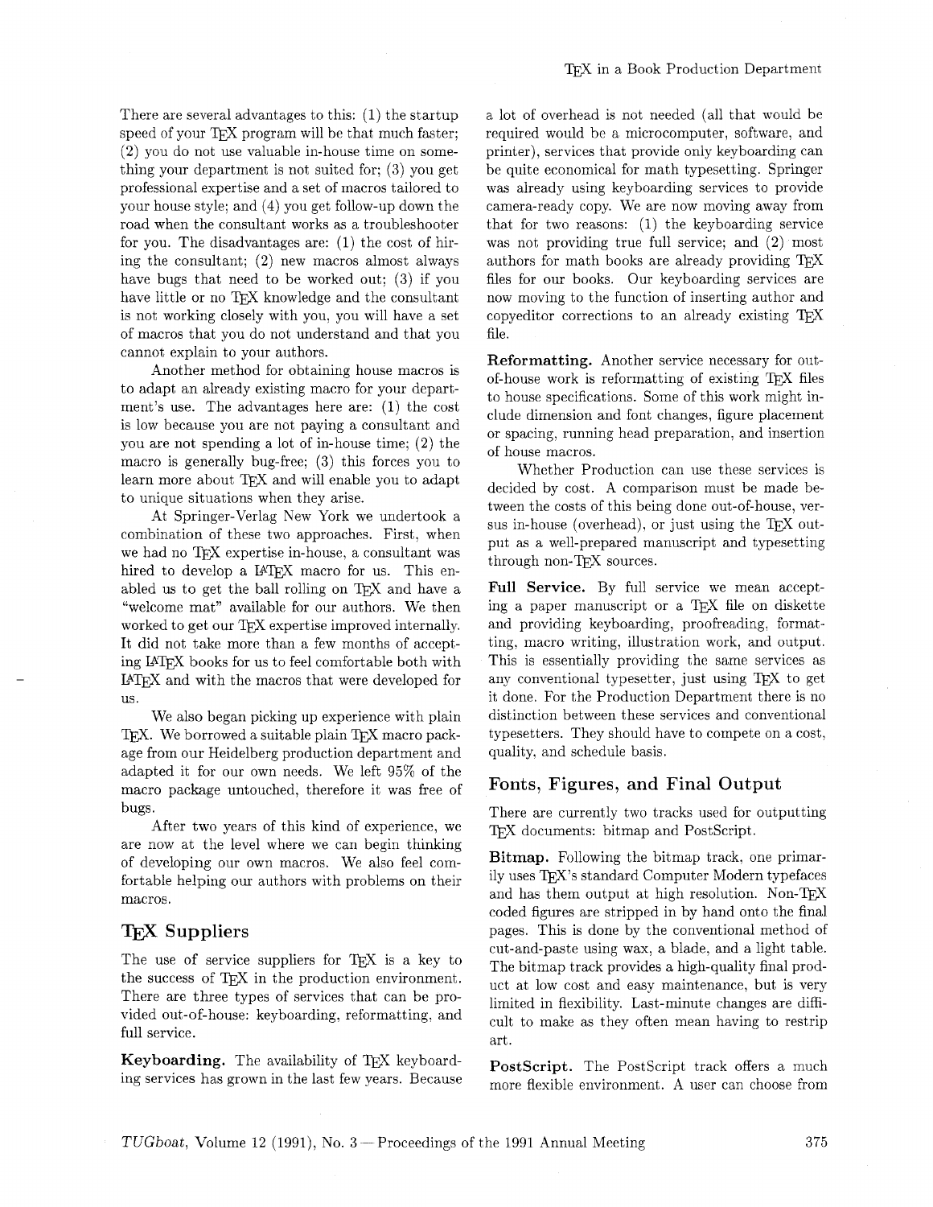There are several advantages to this: (1) the startup speed of your TeX program will be that much faster; (2) you do not use valuable in-house time on something your department is not suited for; (3) you get professional expertise and a set of macros tailored to your house style; and (4) you get follow-up down the road when the consultant works as a troubleshooter for you. The disadvantages are: (1) the cost of hiring the consultant; (2) new macros almost always have bugs that need to be worked out; (3) if you have little or no TeX knowledge and the consultant is not working closely with you, you will have a set of macros that you do not understand and that you cannot explain to your authors.

Another method for obtaining house macros is to adapt an already existing macro for your department's use. The advantages here are: (1) the cost is low because you are not paying a consultant and you are not spending a lot of in-house time; (2) the macro is generally bug-free; (3) this forces you to learn more about TeX and will enable you to adapt to unique situations when they arise.

At Springer-Verlag New York we undertook a combination of these two approaches. First, when we had no TeX expertise in-house, a consultant was hired to develop a LaTeX macro for us. This enabled us to get the ball rolling on TeX and have a "welcome mat" available for our authors. We then worked to get our TeX expertise improved internally. It did not take more than a few months of accepting LaTeX books for us to feel comfortable both with LaTeX and with the macros that were developed for us.

We also began picking up experience with plain TeX. We borrowed a suitable plain TeX macro package from our Heidelberg production department and adapted it for our own needs. We left 95% of the macro package untouched, therefore it was free of bugs.

After two years of this kind of experience, we are now at the level where we can begin thinking of developing our own macros. We also feel comfortable helping our authors with problems on their macros.

## TeX Suppliers

The use of service suppliers for TeX is a key to the success of TeX in the production environment. There are three types of services that can be provided out-of-house: keyboarding, reformatting, and full service.

**Keyboarding.** The availability of TeX keyboarding services has grown in the last few years. Because a lot of overhead is not needed (all that would be required would be a microcomputer, software, and printer), services that provide only keyboarding can be quite economical for math typesetting. Springer was already using keyboarding services to provide camera-ready copy. We are now moving away from that for two reasons: (1) the keyboarding service was not providing true full service; and (2) most authors for math books are already providing TeX files for our books. Our keyboarding services are now moving to the function of inserting author and copyeditor corrections to an already existing TeX file.

**Reformatting.** Another service necessary for out-of-house work is reformatting of existing TeX files to house specifications. Some of this work might include dimension and font changes, figure placement or spacing, running head preparation, and insertion of house macros.

Whether Production can use these services is decided by cost. A comparison must be made between the costs of this being done out-of-house, versus in-house (overhead), or just using the TeX output as a well-prepared manuscript and typesetting through non-TeX sources.

**Full Service.** By full service we mean accepting a paper manuscript or a TeX file on diskette and providing keyboarding, proofreading, formatting, macro writing, illustration work, and output. This is essentially providing the same services as any conventional typesetter, just using TeX to get it done. For the Production Department there is no distinction between these services and conventional typesetters. They should have to compete on a cost, quality, and schedule basis.

## Fonts, Figures, and Final Output

There are currently two tracks used for outputting TeX documents: bitmap and PostScript.

**Bitmap.** Following the bitmap track, one primarily uses TeX's standard Computer Modern typefaces and has them output at high resolution. Non-TeX coded figures are stripped in by hand onto the final pages. This is done by the conventional method of cut-and-paste using wax, a blade, and a light table. The bitmap track provides a high-quality final product at low cost and easy maintenance, but is very limited in flexibility. Last-minute changes are difficult to make as they often mean having to restrip art.

**PostScript.** The PostScript track offers a much more flexible environment. A user can choose from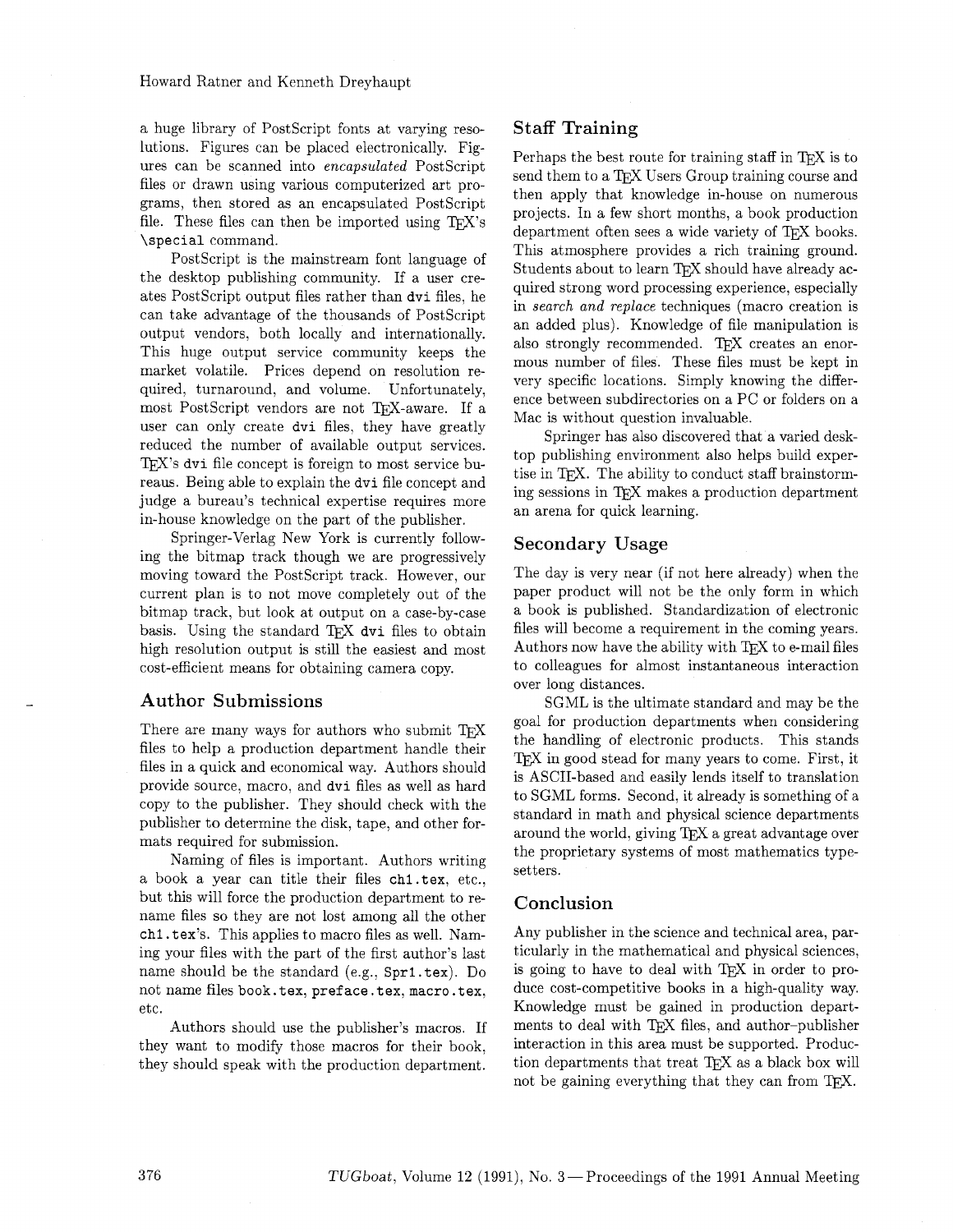a huge library of PostScript fonts at varying resolutions. Figures can be placed electronically. Figures can be scanned into *encapsulated* PostScript files or drawn using various computerized art programs, then stored as an encapsulated PostScript file. These files can then be imported using TeX's `\special` command.

PostScript is the mainstream font language of the desktop publishing community. If a user creates PostScript output files rather than `dvi` files, he can take advantage of the thousands of PostScript output vendors, both locally and internationally. This huge output service community keeps the market volatile. Prices depend on resolution required, turnaround, and volume. Unfortunately, most PostScript vendors are not TeX-aware. If a user can only create `dvi` files, they have greatly reduced the number of available output services. TeX's `dvi` file concept is foreign to most service bureaus. Being able to explain the `dvi` file concept and judge a bureau's technical expertise requires more in-house knowledge on the part of the publisher.

Springer-Verlag New York is currently following the bitmap track though we are progressively moving toward the PostScript track. However, our current plan is to not move completely out of the bitmap track, but look at output on a case-by-case basis. Using the standard TeX `dvi` files to obtain high resolution output is still the easiest and most cost-efficient means for obtaining camera copy.

## Author Submissions

There are many ways for authors who submit TeX files to help a production department handle their files in a quick and economical way. Authors should provide source, macro, and `dvi` files as well as hard copy to the publisher. They should check with the publisher to determine the disk, tape, and other formats required for submission.

Naming of files is important. Authors writing a book a year can title their files `ch1.tex`, etc., but this will force the production department to rename files so they are not lost among all the other `ch1.tex`'s. This applies to macro files as well. Naming your files with the part of the first author's last name should be the standard (e.g., `Spr1.tex`). Do not name files `book.tex`, `preface.tex`, `macro.tex`, etc.

Authors should use the publisher's macros. If they want to modify those macros for their book, they should speak with the production department.

## Staff Training

Perhaps the best route for training staff in TeX is to send them to a TeX Users Group training course and then apply that knowledge in-house on numerous projects. In a few short months, a book production department often sees a wide variety of TeX books. This atmosphere provides a rich training ground. Students about to learn TeX should have already acquired strong word processing experience, especially in *search and replace* techniques (macro creation is an added plus). Knowledge of file manipulation is also strongly recommended. TeX creates an enormous number of files. These files must be kept in very specific locations. Simply knowing the difference between subdirectories on a PC or folders on a Mac is without question invaluable.

Springer has also discovered that a varied desktop publishing environment also helps build expertise in TeX. The ability to conduct staff brainstorming sessions in TeX makes a production department an arena for quick learning.

## Secondary Usage

The day is very near (if not here already) when the paper product will not be the only form in which a book is published. Standardization of electronic files will become a requirement in the coming years. Authors now have the ability with TeX to e-mail files to colleagues for almost instantaneous interaction over long distances.

SGML is the ultimate standard and may be the goal for production departments when considering the handling of electronic products. This stands TeX in good stead for many years to come. First, it is ASCII-based and easily lends itself to translation to SGML forms. Second, it already is something of a standard in math and physical science departments around the world, giving TeX a great advantage over the proprietary systems of most mathematics typesetters.

## Conclusion

Any publisher in the science and technical area, particularly in the mathematical and physical sciences, is going to have to deal with TeX in order to produce cost-competitive books in a high-quality way. Knowledge must be gained in production departments to deal with TeX files, and author–publisher interaction in this area must be supported. Production departments that treat TeX as a black box will not be gaining everything that they can from TeX.